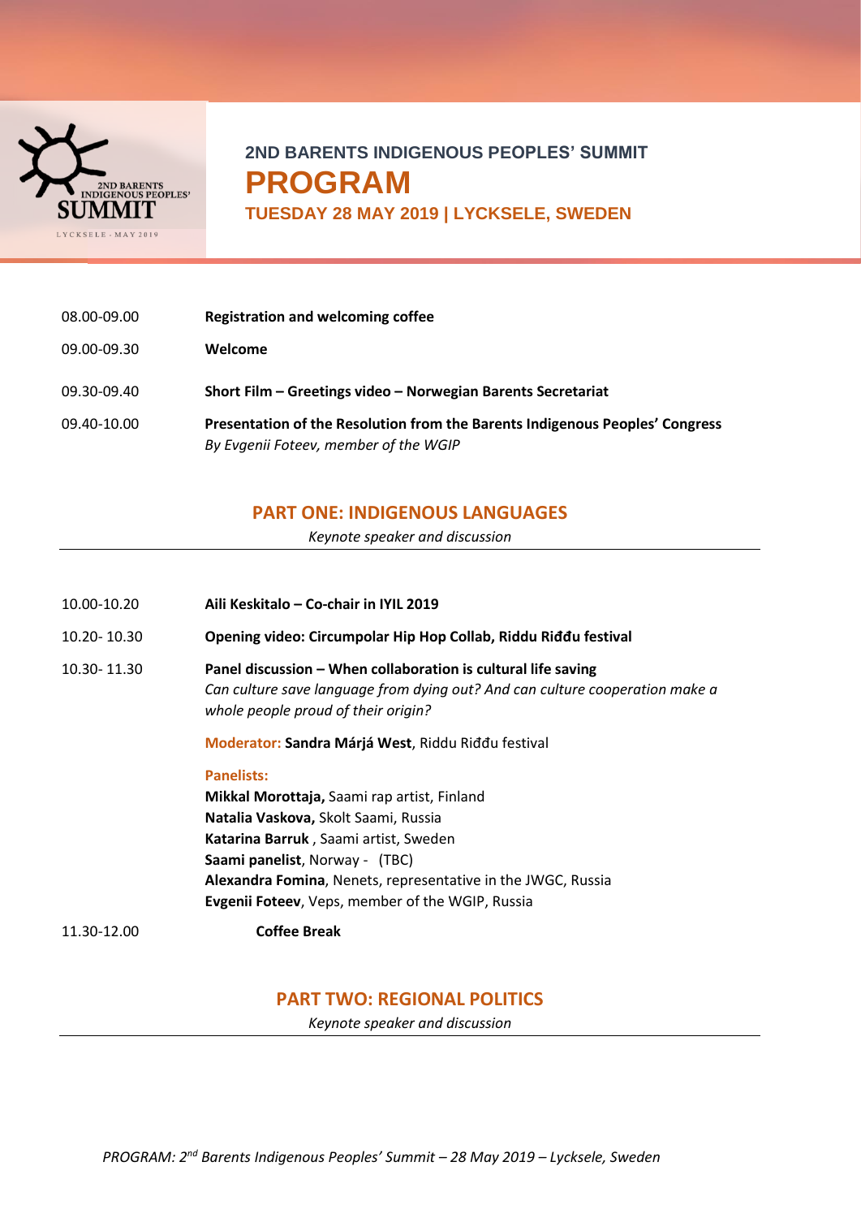# 2ND BARENTS INDIGENOUS PEOPLES' SUMMIT

# PROGRAM

## TUESDAY 28 MAY 2019 | LYCKSELE, SWEDEN

| | |
|---|---|
| 08.00-09.00 | **Registration and welcoming coffee** |
| 09.00-09.30 | **Welcome** |
| 09.30-09.40 | **Short Film – Greetings video – Norwegian Barents Secretariat** |
| 09.40-10.00 | **Presentation of the Resolution from the Barents Indigenous Peoples' Congress**<br>*By Evgenii Foteev, member of the WGIP* |

## PART ONE: INDIGENOUS LANGUAGES

*Keynote speaker and discussion*

| | |
|---|---|
| 10.00-10.20 | **Aili Keskitalo – Co-chair in IYIL 2019** |
| 10.20- 10.30 | **Opening video: Circumpolar Hip Hop Collab, Riddu Riđđu festival** |
| 10.30- 11.30 | **Panel discussion – When collaboration is cultural life saving**<br>*Can culture save language from dying out? And can culture cooperation make a whole people proud of their origin?* |

**Moderator:** **Sandra Márjá West**, Riddu Riđđu festival

**Panelists:**

**Mikkal Morottaja,** Saami rap artist, Finland
**Natalia Vaskova,** Skolt Saami, Russia
**Katarina Barruk** , Saami artist, Sweden
**Saami panelist**, Norway - (TBC)
**Alexandra Fomina**, Nenets, representative in the JWGC, Russia
**Evgenii Foteev**, Veps, member of the WGIP, Russia

| | |
|---|---|
| 11.30-12.00 | **Coffee Break** |

## PART TWO: REGIONAL POLITICS

*Keynote speaker and discussion*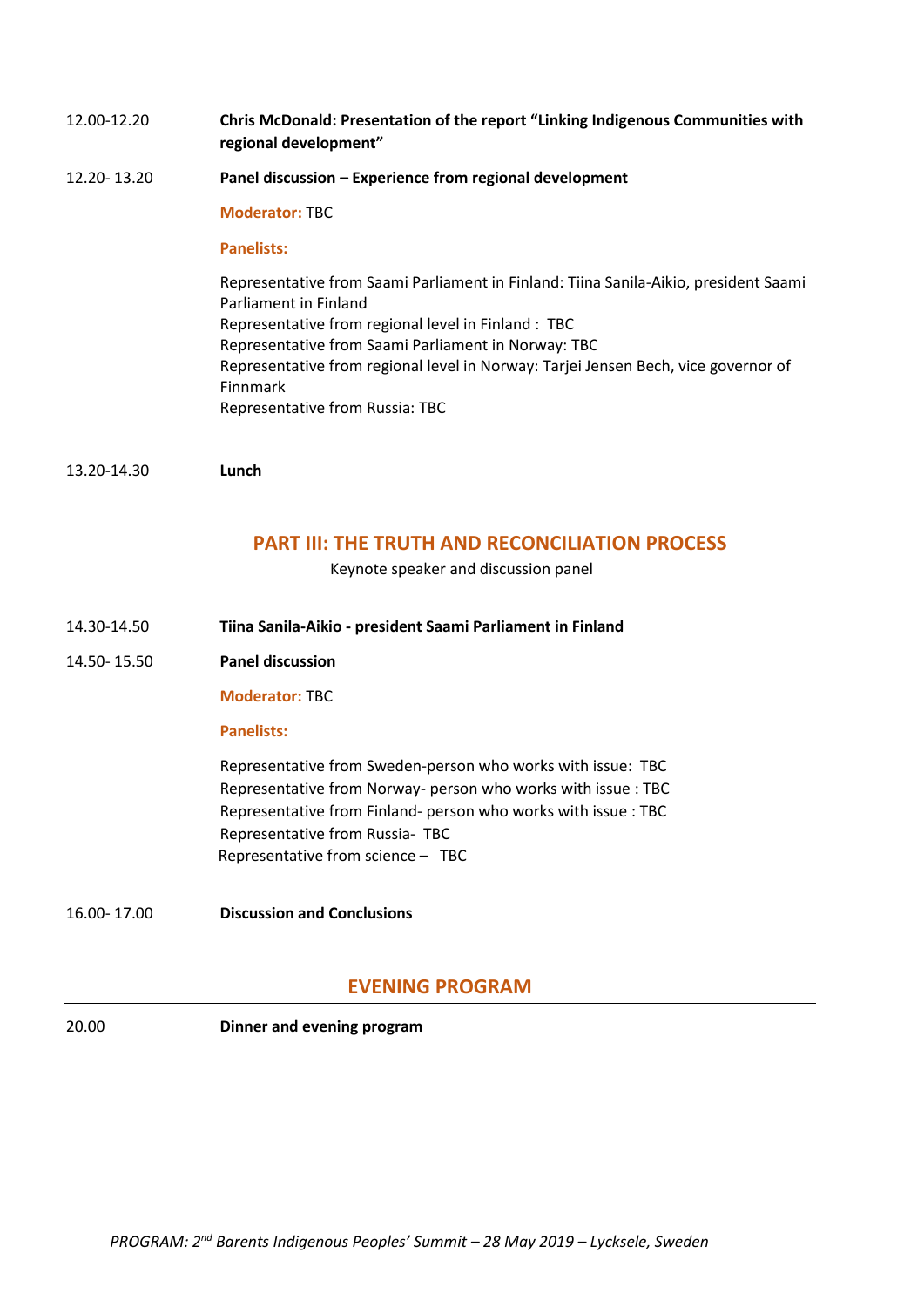12.00-12.20 **Chris McDonald: Presentation of the report "Linking Indigenous Communities with regional development"**

12.20- 13.20 **Panel discussion – Experience from regional development**

**Moderator:** TBC

**Panelists:**

Representative from Saami Parliament in Finland: Tiina Sanila-Aikio, president Saami Parliament in Finland
Representative from regional level in Finland : TBC
Representative from Saami Parliament in Norway: TBC
Representative from regional level in Norway: Tarjei Jensen Bech, vice governor of Finnmark
Representative from Russia: TBC

13.20-14.30 **Lunch**

## PART III: THE TRUTH AND RECONCILIATION PROCESS

Keynote speaker and discussion panel

14.30-14.50 **Tiina Sanila-Aikio - president Saami Parliament in Finland**

14.50- 15.50 **Panel discussion**

**Moderator:** TBC

**Panelists:**

Representative from Sweden-person who works with issue: TBC
Representative from Norway- person who works with issue : TBC
Representative from Finland- person who works with issue : TBC
Representative from Russia- TBC
Representative from science – TBC

16.00- 17.00 **Discussion and Conclusions**

## EVENING PROGRAM

20.00 **Dinner and evening program**

*PROGRAM: 2nd Barents Indigenous Peoples' Summit – 28 May 2019 – Lycksele, Sweden*